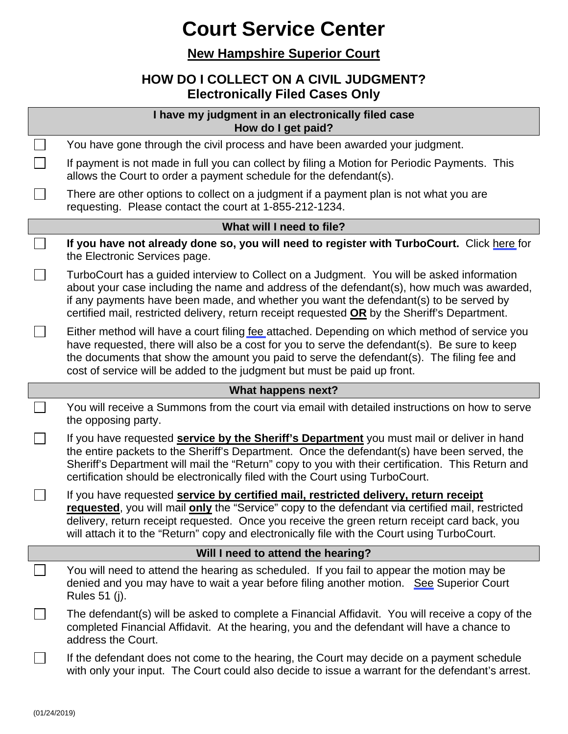# Court Service Center

## New Hampshire Superior Court

### HOW DO I COLLECT ON A CIVIL JUDGMENT?
### Electronically Filed Cases Only

**I have my judgment in an electronically filed case**
**How do I get paid?**

- ☐ You have gone through the civil process and have been awarded your judgment.
- ☐ If payment is not made in full you can collect by filing a Motion for Periodic Payments. This allows the Court to order a payment schedule for the defendant(s).
- ☐ There are other options to collect on a judgment if a payment plan is not what you are requesting. Please contact the court at 1-855-212-1234.

**What will I need to file?**

- ☐ **If you have not already done so, you will need to register with TurboCourt.** Click here for the Electronic Services page.
- ☐ TurboCourt has a guided interview to Collect on a Judgment. You will be asked information about your case including the name and address of the defendant(s), how much was awarded, if any payments have been made, and whether you want the defendant(s) to be served by certified mail, restricted delivery, return receipt requested **OR** by the Sheriff's Department.
- ☐ Either method will have a court filing fee attached. Depending on which method of service you have requested, there will also be a cost for you to serve the defendant(s). Be sure to keep the documents that show the amount you paid to serve the defendant(s). The filing fee and cost of service will be added to the judgment but must be paid up front.

**What happens next?**

- ☐ You will receive a Summons from the court via email with detailed instructions on how to serve the opposing party.
- ☐ If you have requested **service by the Sheriff's Department** you must mail or deliver in hand the entire packets to the Sheriff's Department. Once the defendant(s) have been served, the Sheriff's Department will mail the "Return" copy to you with their certification. This Return and certification should be electronically filed with the Court using TurboCourt.
- ☐ If you have requested **service by certified mail, restricted delivery, return receipt requested**, you will mail **only** the "Service" copy to the defendant via certified mail, restricted delivery, return receipt requested. Once you receive the green return receipt card back, you will attach it to the "Return" copy and electronically file with the Court using TurboCourt.

**Will I need to attend the hearing?**

- ☐ You will need to attend the hearing as scheduled. If you fail to appear the motion may be denied and you may have to wait a year before filing another motion. See Superior Court Rules 51 (j).
- ☐ The defendant(s) will be asked to complete a Financial Affidavit. You will receive a copy of the completed Financial Affidavit. At the hearing, you and the defendant will have a chance to address the Court.
- ☐ If the defendant does not come to the hearing, the Court may decide on a payment schedule with only your input. The Court could also decide to issue a warrant for the defendant's arrest.

(01/24/2019)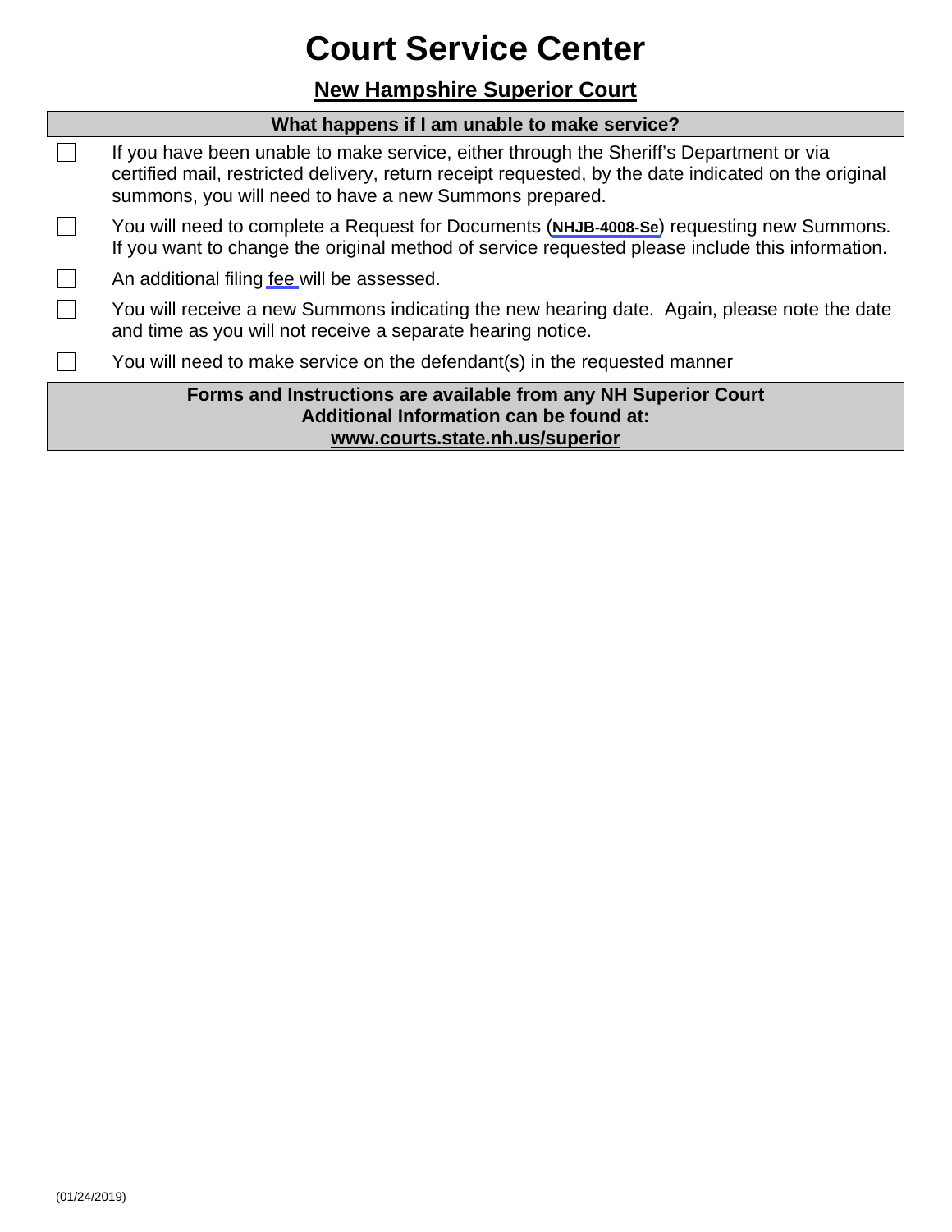# Court Service Center

## New Hampshire Superior Court

### What happens if I am unable to make service?

- [ ] If you have been unable to make service, either through the Sheriff's Department or via certified mail, restricted delivery, return receipt requested, by the date indicated on the original summons, you will need to have a new Summons prepared.
- [ ] You will need to complete a Request for Documents (**NHJB-4008-Se**) requesting new Summons. If you want to change the original method of service requested please include this information.
- [ ] An additional filing fee will be assessed.
- [ ] You will receive a new Summons indicating the new hearing date. Again, please note the date and time as you will not receive a separate hearing notice.
- [ ] You will need to make service on the defendant(s) in the requested manner

**Forms and Instructions are available from any NH Superior Court**
**Additional Information can be found at:**
**www.courts.state.nh.us/superior**

(01/24/2019)